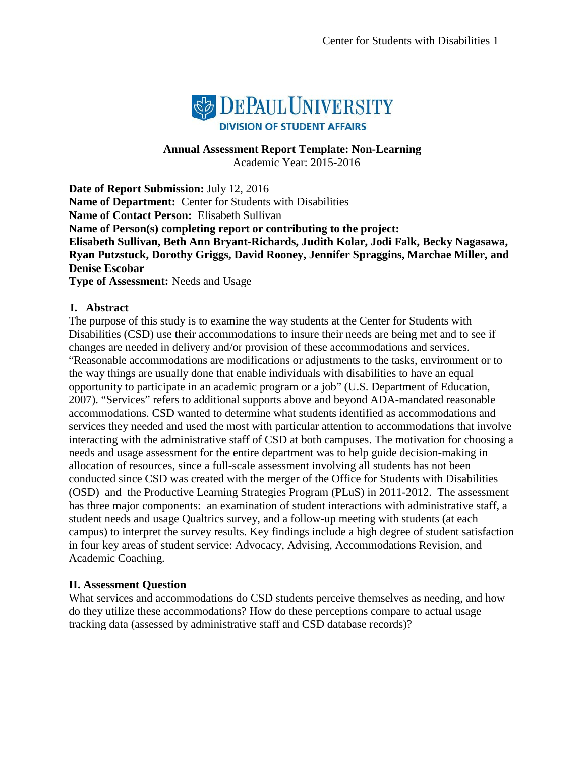DePaul University
Division of Student Affairs

**Annual Assessment Report Template: Non-Learning**
Academic Year: 2015-2016

**Date of Report Submission:** July 12, 2016
**Name of Department:** Center for Students with Disabilities
**Name of Contact Person:** Elisabeth Sullivan
**Name of Person(s) completing report or contributing to the project:**
**Elisabeth Sullivan, Beth Ann Bryant-Richards, Judith Kolar, Jodi Falk, Becky Nagasawa, Ryan Putzstuck, Dorothy Griggs, David Rooney, Jennifer Spraggins, Marchae Miller, and Denise Escobar**
**Type of Assessment:** Needs and Usage

## I. Abstract

The purpose of this study is to examine the way students at the Center for Students with Disabilities (CSD) use their accommodations to insure their needs are being met and to see if changes are needed in delivery and/or provision of these accommodations and services. "Reasonable accommodations are modifications or adjustments to the tasks, environment or to the way things are usually done that enable individuals with disabilities to have an equal opportunity to participate in an academic program or a job" (U.S. Department of Education, 2007). "Services" refers to additional supports above and beyond ADA-mandated reasonable accommodations. CSD wanted to determine what students identified as accommodations and services they needed and used the most with particular attention to accommodations that involve interacting with the administrative staff of CSD at both campuses. The motivation for choosing a needs and usage assessment for the entire department was to help guide decision-making in allocation of resources, since a full-scale assessment involving all students has not been conducted since CSD was created with the merger of the Office for Students with Disabilities (OSD) and the Productive Learning Strategies Program (PLuS) in 2011-2012. The assessment has three major components: an examination of student interactions with administrative staff, a student needs and usage Qualtrics survey, and a follow-up meeting with students (at each campus) to interpret the survey results. Key findings include a high degree of student satisfaction in four key areas of student service: Advocacy, Advising, Accommodations Revision, and Academic Coaching.

## II. Assessment Question

What services and accommodations do CSD students perceive themselves as needing, and how do they utilize these accommodations? How do these perceptions compare to actual usage tracking data (assessed by administrative staff and CSD database records)?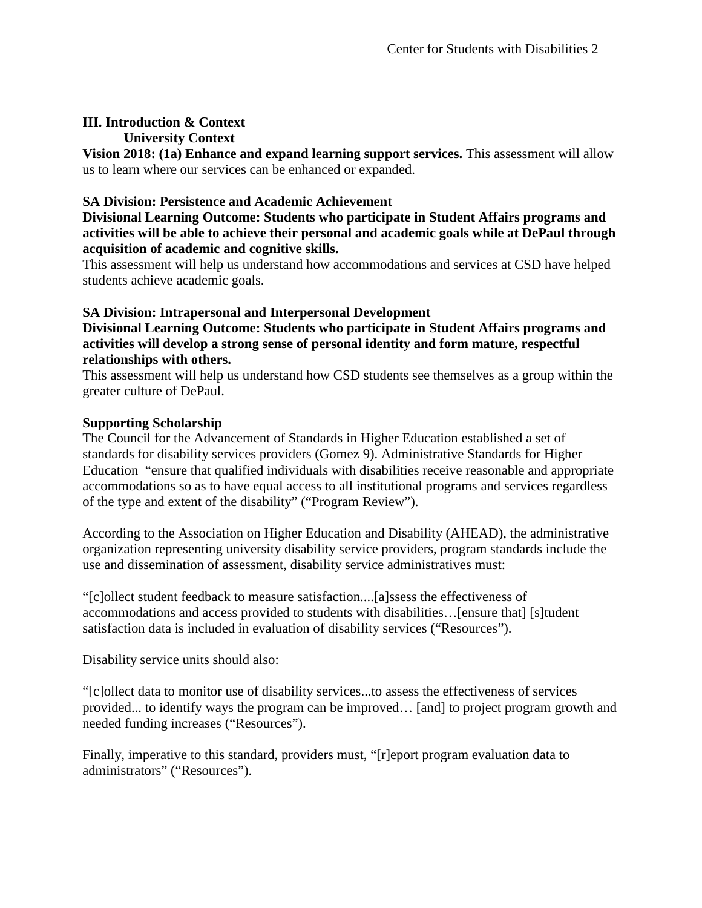## III. Introduction & Context

### University Context

**Vision 2018: (1a) Enhance and expand learning support services.** This assessment will allow us to learn where our services can be enhanced or expanded.

**SA Division: Persistence and Academic Achievement**

**Divisional Learning Outcome: Students who participate in Student Affairs programs and activities will be able to achieve their personal and academic goals while at DePaul through acquisition of academic and cognitive skills.**

This assessment will help us understand how accommodations and services at CSD have helped students achieve academic goals.

**SA Division: Intrapersonal and Interpersonal Development**

**Divisional Learning Outcome: Students who participate in Student Affairs programs and activities will develop a strong sense of personal identity and form mature, respectful relationships with others.**

This assessment will help us understand how CSD students see themselves as a group within the greater culture of DePaul.

### Supporting Scholarship

The Council for the Advancement of Standards in Higher Education established a set of standards for disability services providers (Gomez 9). Administrative Standards for Higher Education "ensure that qualified individuals with disabilities receive reasonable and appropriate accommodations so as to have equal access to all institutional programs and services regardless of the type and extent of the disability" ("Program Review").

According to the Association on Higher Education and Disability (AHEAD), the administrative organization representing university disability service providers, program standards include the use and dissemination of assessment, disability service administratives must:

"[c]ollect student feedback to measure satisfaction....[a]ssess the effectiveness of accommodations and access provided to students with disabilities…[ensure that] [s]tudent satisfaction data is included in evaluation of disability services ("Resources").

Disability service units should also:

"[c]ollect data to monitor use of disability services...to assess the effectiveness of services provided... to identify ways the program can be improved… [and] to project program growth and needed funding increases ("Resources").

Finally, imperative to this standard, providers must, "[r]eport program evaluation data to administrators" ("Resources").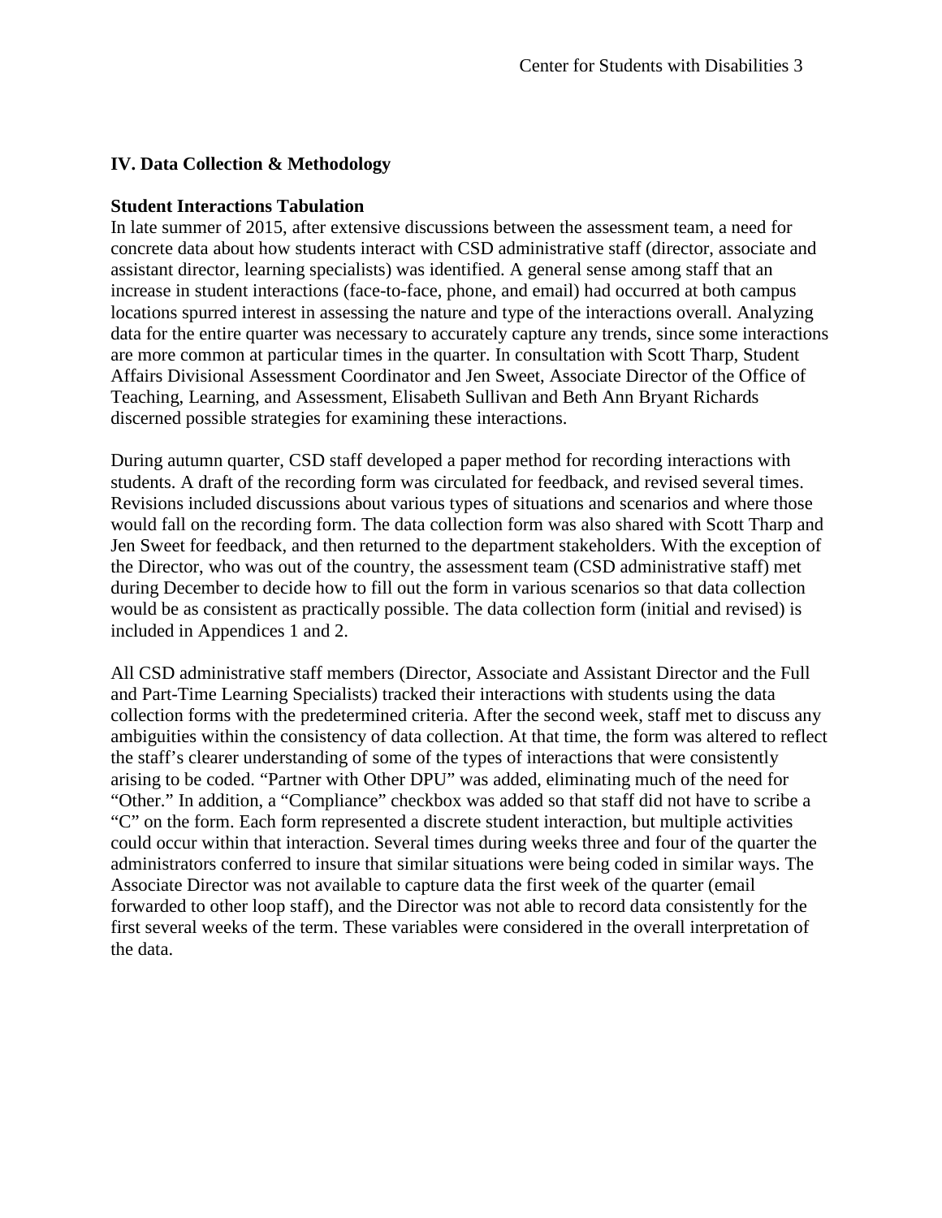## IV. Data Collection & Methodology

### Student Interactions Tabulation

In late summer of 2015, after extensive discussions between the assessment team, a need for concrete data about how students interact with CSD administrative staff (director, associate and assistant director, learning specialists) was identified. A general sense among staff that an increase in student interactions (face-to-face, phone, and email) had occurred at both campus locations spurred interest in assessing the nature and type of the interactions overall. Analyzing data for the entire quarter was necessary to accurately capture any trends, since some interactions are more common at particular times in the quarter. In consultation with Scott Tharp, Student Affairs Divisional Assessment Coordinator and Jen Sweet, Associate Director of the Office of Teaching, Learning, and Assessment, Elisabeth Sullivan and Beth Ann Bryant Richards discerned possible strategies for examining these interactions.

During autumn quarter, CSD staff developed a paper method for recording interactions with students. A draft of the recording form was circulated for feedback, and revised several times. Revisions included discussions about various types of situations and scenarios and where those would fall on the recording form. The data collection form was also shared with Scott Tharp and Jen Sweet for feedback, and then returned to the department stakeholders. With the exception of the Director, who was out of the country, the assessment team (CSD administrative staff) met during December to decide how to fill out the form in various scenarios so that data collection would be as consistent as practically possible. The data collection form (initial and revised) is included in Appendices 1 and 2.

All CSD administrative staff members (Director, Associate and Assistant Director and the Full and Part-Time Learning Specialists) tracked their interactions with students using the data collection forms with the predetermined criteria. After the second week, staff met to discuss any ambiguities within the consistency of data collection. At that time, the form was altered to reflect the staff's clearer understanding of some of the types of interactions that were consistently arising to be coded. "Partner with Other DPU" was added, eliminating much of the need for "Other." In addition, a "Compliance" checkbox was added so that staff did not have to scribe a "C" on the form. Each form represented a discrete student interaction, but multiple activities could occur within that interaction. Several times during weeks three and four of the quarter the administrators conferred to insure that similar situations were being coded in similar ways. The Associate Director was not available to capture data the first week of the quarter (email forwarded to other loop staff), and the Director was not able to record data consistently for the first several weeks of the term. These variables were considered in the overall interpretation of the data.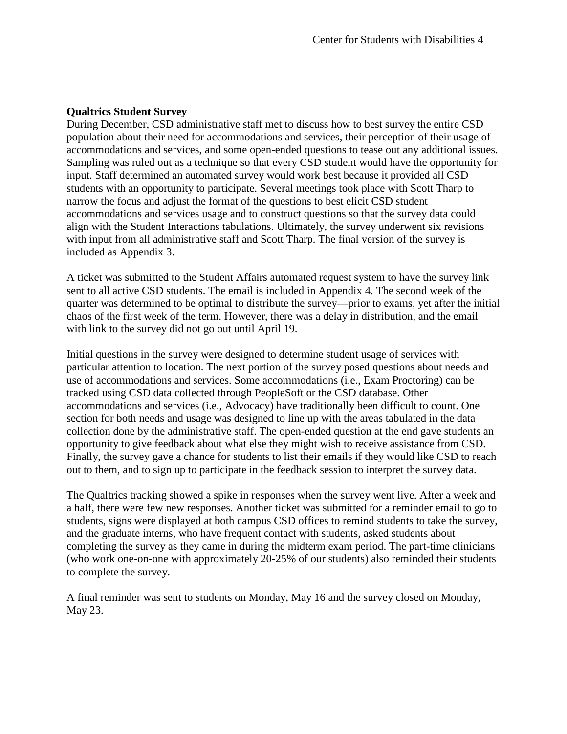**Qualtrics Student Survey**

During December, CSD administrative staff met to discuss how to best survey the entire CSD population about their need for accommodations and services, their perception of their usage of accommodations and services, and some open-ended questions to tease out any additional issues. Sampling was ruled out as a technique so that every CSD student would have the opportunity for input. Staff determined an automated survey would work best because it provided all CSD students with an opportunity to participate. Several meetings took place with Scott Tharp to narrow the focus and adjust the format of the questions to best elicit CSD student accommodations and services usage and to construct questions so that the survey data could align with the Student Interactions tabulations. Ultimately, the survey underwent six revisions with input from all administrative staff and Scott Tharp. The final version of the survey is included as Appendix 3.

A ticket was submitted to the Student Affairs automated request system to have the survey link sent to all active CSD students. The email is included in Appendix 4. The second week of the quarter was determined to be optimal to distribute the survey—prior to exams, yet after the initial chaos of the first week of the term. However, there was a delay in distribution, and the email with link to the survey did not go out until April 19.

Initial questions in the survey were designed to determine student usage of services with particular attention to location. The next portion of the survey posed questions about needs and use of accommodations and services. Some accommodations (i.e., Exam Proctoring) can be tracked using CSD data collected through PeopleSoft or the CSD database. Other accommodations and services (i.e., Advocacy) have traditionally been difficult to count. One section for both needs and usage was designed to line up with the areas tabulated in the data collection done by the administrative staff. The open-ended question at the end gave students an opportunity to give feedback about what else they might wish to receive assistance from CSD. Finally, the survey gave a chance for students to list their emails if they would like CSD to reach out to them, and to sign up to participate in the feedback session to interpret the survey data.

The Qualtrics tracking showed a spike in responses when the survey went live. After a week and a half, there were few new responses. Another ticket was submitted for a reminder email to go to students, signs were displayed at both campus CSD offices to remind students to take the survey, and the graduate interns, who have frequent contact with students, asked students about completing the survey as they came in during the midterm exam period. The part-time clinicians (who work one-on-one with approximately 20-25% of our students) also reminded their students to complete the survey.

A final reminder was sent to students on Monday, May 16 and the survey closed on Monday, May 23.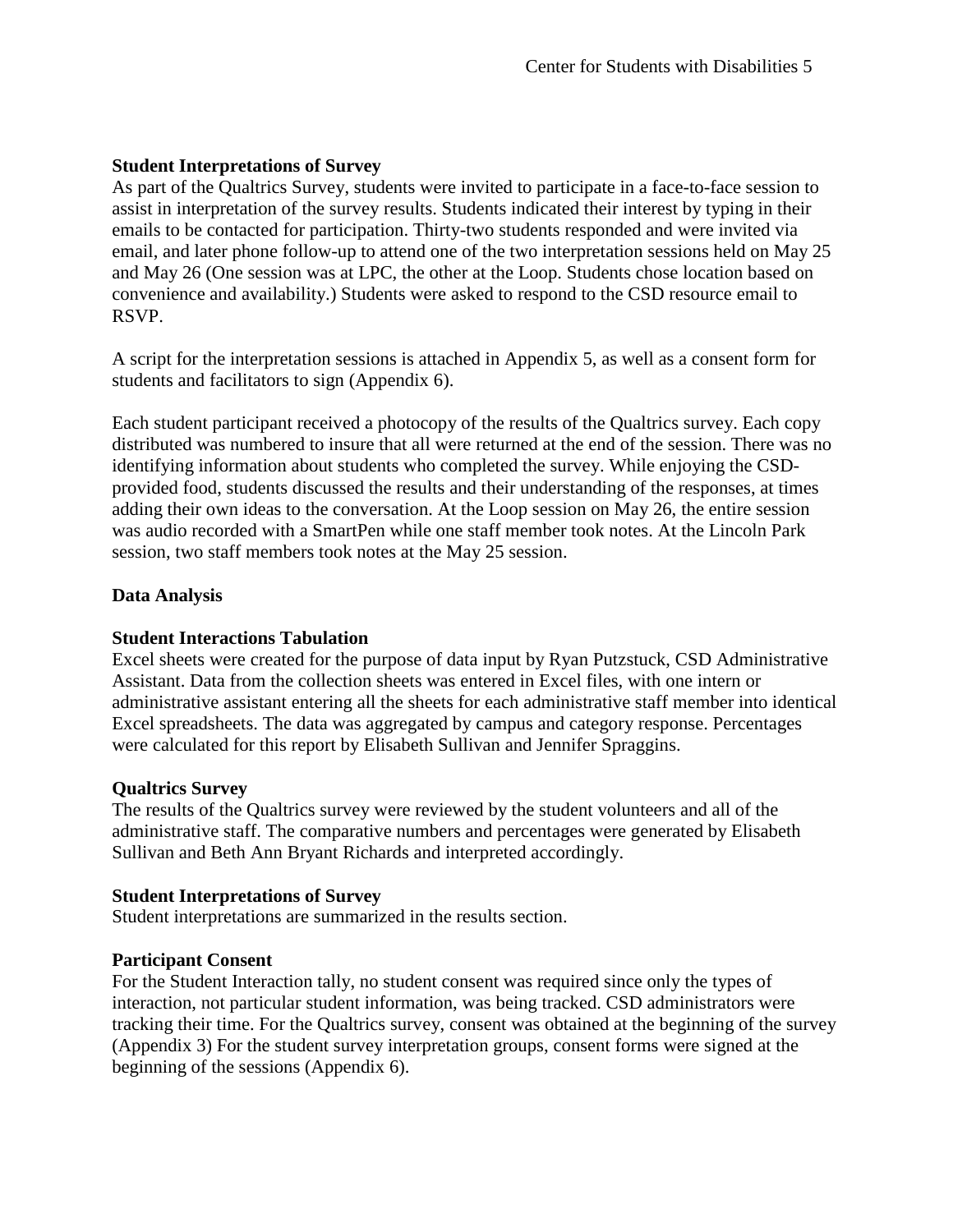**Student Interpretations of Survey**

As part of the Qualtrics Survey, students were invited to participate in a face-to-face session to assist in interpretation of the survey results. Students indicated their interest by typing in their emails to be contacted for participation. Thirty-two students responded and were invited via email, and later phone follow-up to attend one of the two interpretation sessions held on May 25 and May 26 (One session was at LPC, the other at the Loop. Students chose location based on convenience and availability.) Students were asked to respond to the CSD resource email to RSVP.

A script for the interpretation sessions is attached in Appendix 5, as well as a consent form for students and facilitators to sign (Appendix 6).

Each student participant received a photocopy of the results of the Qualtrics survey. Each copy distributed was numbered to insure that all were returned at the end of the session. There was no identifying information about students who completed the survey. While enjoying the CSD-provided food, students discussed the results and their understanding of the responses, at times adding their own ideas to the conversation. At the Loop session on May 26, the entire session was audio recorded with a SmartPen while one staff member took notes. At the Lincoln Park session, two staff members took notes at the May 25 session.

**Data Analysis**

**Student Interactions Tabulation**

Excel sheets were created for the purpose of data input by Ryan Putzstuck, CSD Administrative Assistant. Data from the collection sheets was entered in Excel files, with one intern or administrative assistant entering all the sheets for each administrative staff member into identical Excel spreadsheets. The data was aggregated by campus and category response. Percentages were calculated for this report by Elisabeth Sullivan and Jennifer Spraggins.

**Qualtrics Survey**

The results of the Qualtrics survey were reviewed by the student volunteers and all of the administrative staff. The comparative numbers and percentages were generated by Elisabeth Sullivan and Beth Ann Bryant Richards and interpreted accordingly.

**Student Interpretations of Survey**

Student interpretations are summarized in the results section.

**Participant Consent**

For the Student Interaction tally, no student consent was required since only the types of interaction, not particular student information, was being tracked. CSD administrators were tracking their time. For the Qualtrics survey, consent was obtained at the beginning of the survey (Appendix 3) For the student survey interpretation groups, consent forms were signed at the beginning of the sessions (Appendix 6).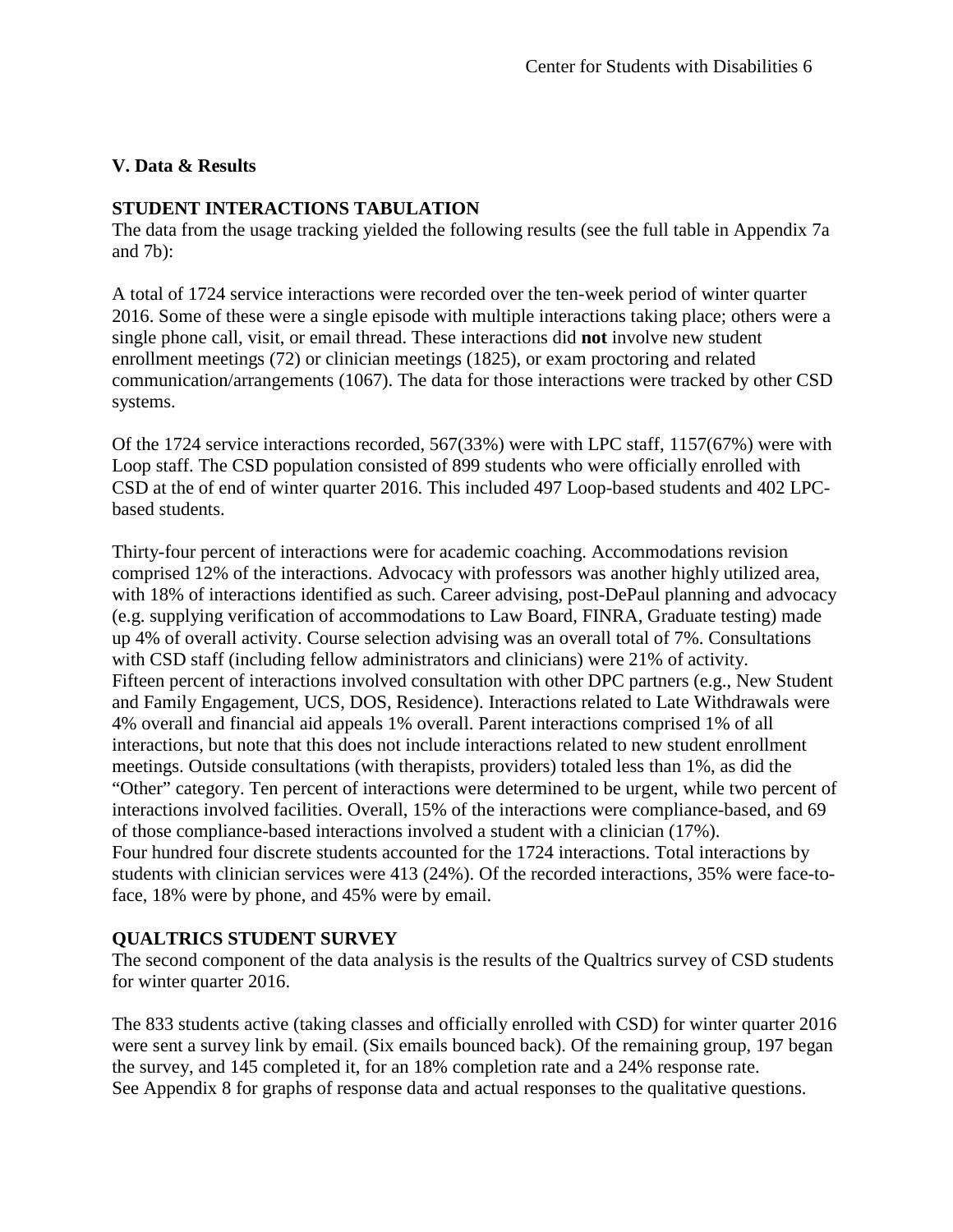## V. Data & Results

### STUDENT INTERACTIONS TABULATION

The data from the usage tracking yielded the following results (see the full table in Appendix 7a and 7b):

A total of 1724 service interactions were recorded over the ten-week period of winter quarter 2016. Some of these were a single episode with multiple interactions taking place; others were a single phone call, visit, or email thread. These interactions did **not** involve new student enrollment meetings (72) or clinician meetings (1825), or exam proctoring and related communication/arrangements (1067). The data for those interactions were tracked by other CSD systems.

Of the 1724 service interactions recorded, 567(33%) were with LPC staff, 1157(67%) were with Loop staff. The CSD population consisted of 899 students who were officially enrolled with CSD at the of end of winter quarter 2016. This included 497 Loop-based students and 402 LPC-based students.

Thirty-four percent of interactions were for academic coaching. Accommodations revision comprised 12% of the interactions. Advocacy with professors was another highly utilized area, with 18% of interactions identified as such. Career advising, post-DePaul planning and advocacy (e.g. supplying verification of accommodations to Law Board, FINRA, Graduate testing) made up 4% of overall activity. Course selection advising was an overall total of 7%. Consultations with CSD staff (including fellow administrators and clinicians) were 21% of activity. Fifteen percent of interactions involved consultation with other DPC partners (e.g., New Student and Family Engagement, UCS, DOS, Residence). Interactions related to Late Withdrawals were 4% overall and financial aid appeals 1% overall. Parent interactions comprised 1% of all interactions, but note that this does not include interactions related to new student enrollment meetings. Outside consultations (with therapists, providers) totaled less than 1%, as did the "Other" category. Ten percent of interactions were determined to be urgent, while two percent of interactions involved facilities. Overall, 15% of the interactions were compliance-based, and 69 of those compliance-based interactions involved a student with a clinician (17%). Four hundred four discrete students accounted for the 1724 interactions. Total interactions by students with clinician services were 413 (24%). Of the recorded interactions, 35% were face-to-face, 18% were by phone, and 45% were by email.

### QUALTRICS STUDENT SURVEY

The second component of the data analysis is the results of the Qualtrics survey of CSD students for winter quarter 2016.

The 833 students active (taking classes and officially enrolled with CSD) for winter quarter 2016 were sent a survey link by email. (Six emails bounced back). Of the remaining group, 197 began the survey, and 145 completed it, for an 18% completion rate and a 24% response rate. See Appendix 8 for graphs of response data and actual responses to the qualitative questions.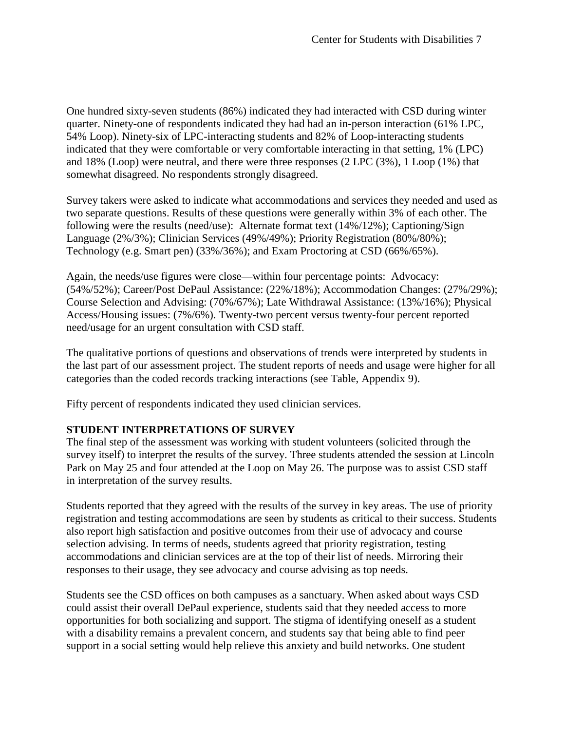One hundred sixty-seven students (86%) indicated they had interacted with CSD during winter quarter. Ninety-one of respondents indicated they had had an in-person interaction (61% LPC, 54% Loop). Ninety-six of LPC-interacting students and 82% of Loop-interacting students indicated that they were comfortable or very comfortable interacting in that setting, 1% (LPC) and 18% (Loop) were neutral, and there were three responses (2 LPC (3%), 1 Loop (1%) that somewhat disagreed. No respondents strongly disagreed.

Survey takers were asked to indicate what accommodations and services they needed and used as two separate questions. Results of these questions were generally within 3% of each other. The following were the results (need/use): Alternate format text (14%/12%); Captioning/Sign Language (2%/3%); Clinician Services (49%/49%); Priority Registration (80%/80%); Technology (e.g. Smart pen) (33%/36%); and Exam Proctoring at CSD (66%/65%).

Again, the needs/use figures were close—within four percentage points: Advocacy: (54%/52%); Career/Post DePaul Assistance: (22%/18%); Accommodation Changes: (27%/29%); Course Selection and Advising: (70%/67%); Late Withdrawal Assistance: (13%/16%); Physical Access/Housing issues: (7%/6%). Twenty-two percent versus twenty-four percent reported need/usage for an urgent consultation with CSD staff.

The qualitative portions of questions and observations of trends were interpreted by students in the last part of our assessment project. The student reports of needs and usage were higher for all categories than the coded records tracking interactions (see Table, Appendix 9).

Fifty percent of respondents indicated they used clinician services.

**STUDENT INTERPRETATIONS OF SURVEY**

The final step of the assessment was working with student volunteers (solicited through the survey itself) to interpret the results of the survey. Three students attended the session at Lincoln Park on May 25 and four attended at the Loop on May 26. The purpose was to assist CSD staff in interpretation of the survey results.

Students reported that they agreed with the results of the survey in key areas. The use of priority registration and testing accommodations are seen by students as critical to their success. Students also report high satisfaction and positive outcomes from their use of advocacy and course selection advising. In terms of needs, students agreed that priority registration, testing accommodations and clinician services are at the top of their list of needs. Mirroring their responses to their usage, they see advocacy and course advising as top needs.

Students see the CSD offices on both campuses as a sanctuary. When asked about ways CSD could assist their overall DePaul experience, students said that they needed access to more opportunities for both socializing and support. The stigma of identifying oneself as a student with a disability remains a prevalent concern, and students say that being able to find peer support in a social setting would help relieve this anxiety and build networks. One student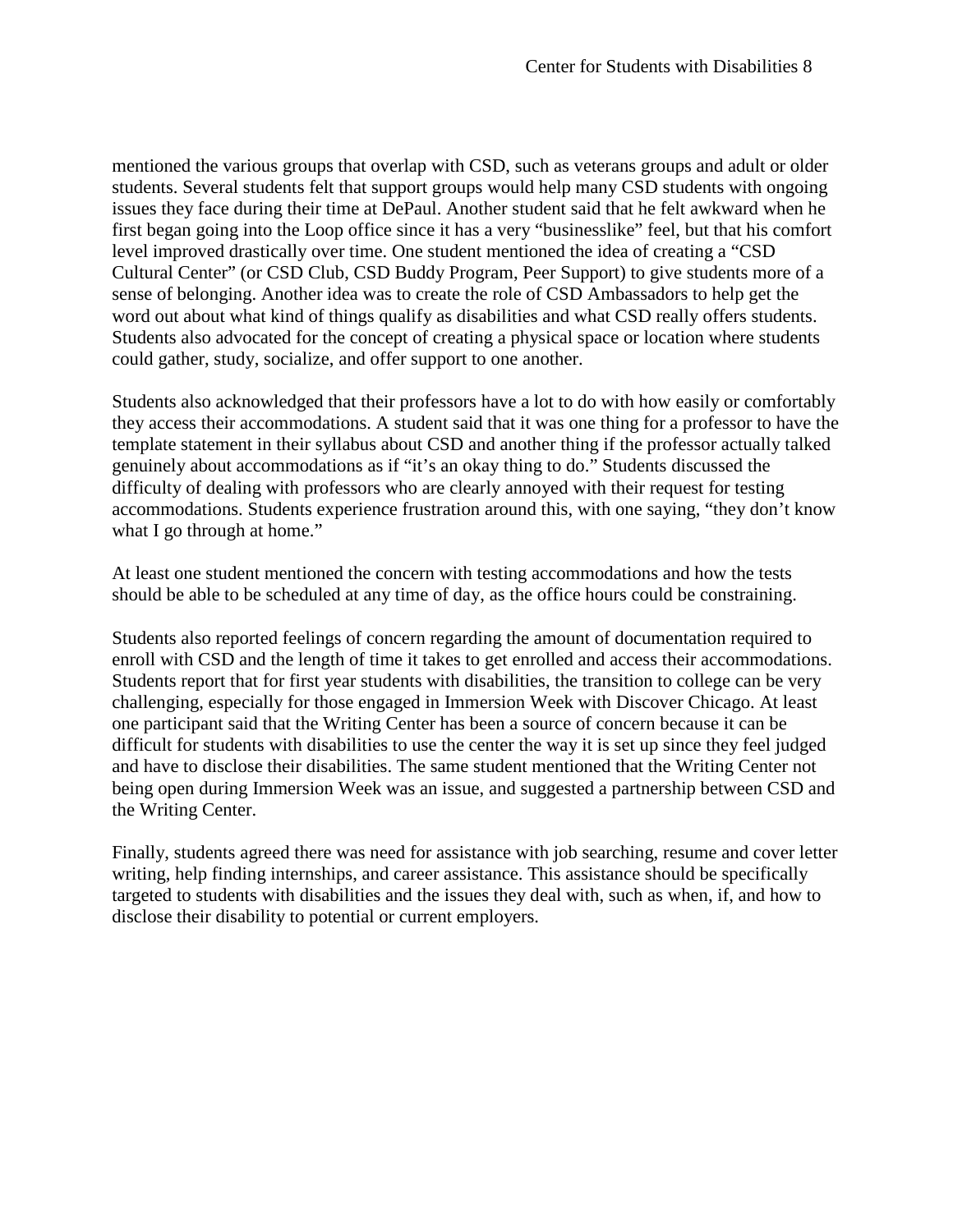mentioned the various groups that overlap with CSD, such as veterans groups and adult or older students. Several students felt that support groups would help many CSD students with ongoing issues they face during their time at DePaul. Another student said that he felt awkward when he first began going into the Loop office since it has a very "businesslike" feel, but that his comfort level improved drastically over time. One student mentioned the idea of creating a "CSD Cultural Center" (or CSD Club, CSD Buddy Program, Peer Support) to give students more of a sense of belonging. Another idea was to create the role of CSD Ambassadors to help get the word out about what kind of things qualify as disabilities and what CSD really offers students. Students also advocated for the concept of creating a physical space or location where students could gather, study, socialize, and offer support to one another.

Students also acknowledged that their professors have a lot to do with how easily or comfortably they access their accommodations. A student said that it was one thing for a professor to have the template statement in their syllabus about CSD and another thing if the professor actually talked genuinely about accommodations as if "it's an okay thing to do." Students discussed the difficulty of dealing with professors who are clearly annoyed with their request for testing accommodations. Students experience frustration around this, with one saying, "they don't know what I go through at home."

At least one student mentioned the concern with testing accommodations and how the tests should be able to be scheduled at any time of day, as the office hours could be constraining.

Students also reported feelings of concern regarding the amount of documentation required to enroll with CSD and the length of time it takes to get enrolled and access their accommodations. Students report that for first year students with disabilities, the transition to college can be very challenging, especially for those engaged in Immersion Week with Discover Chicago. At least one participant said that the Writing Center has been a source of concern because it can be difficult for students with disabilities to use the center the way it is set up since they feel judged and have to disclose their disabilities. The same student mentioned that the Writing Center not being open during Immersion Week was an issue, and suggested a partnership between CSD and the Writing Center.

Finally, students agreed there was need for assistance with job searching, resume and cover letter writing, help finding internships, and career assistance. This assistance should be specifically targeted to students with disabilities and the issues they deal with, such as when, if, and how to disclose their disability to potential or current employers.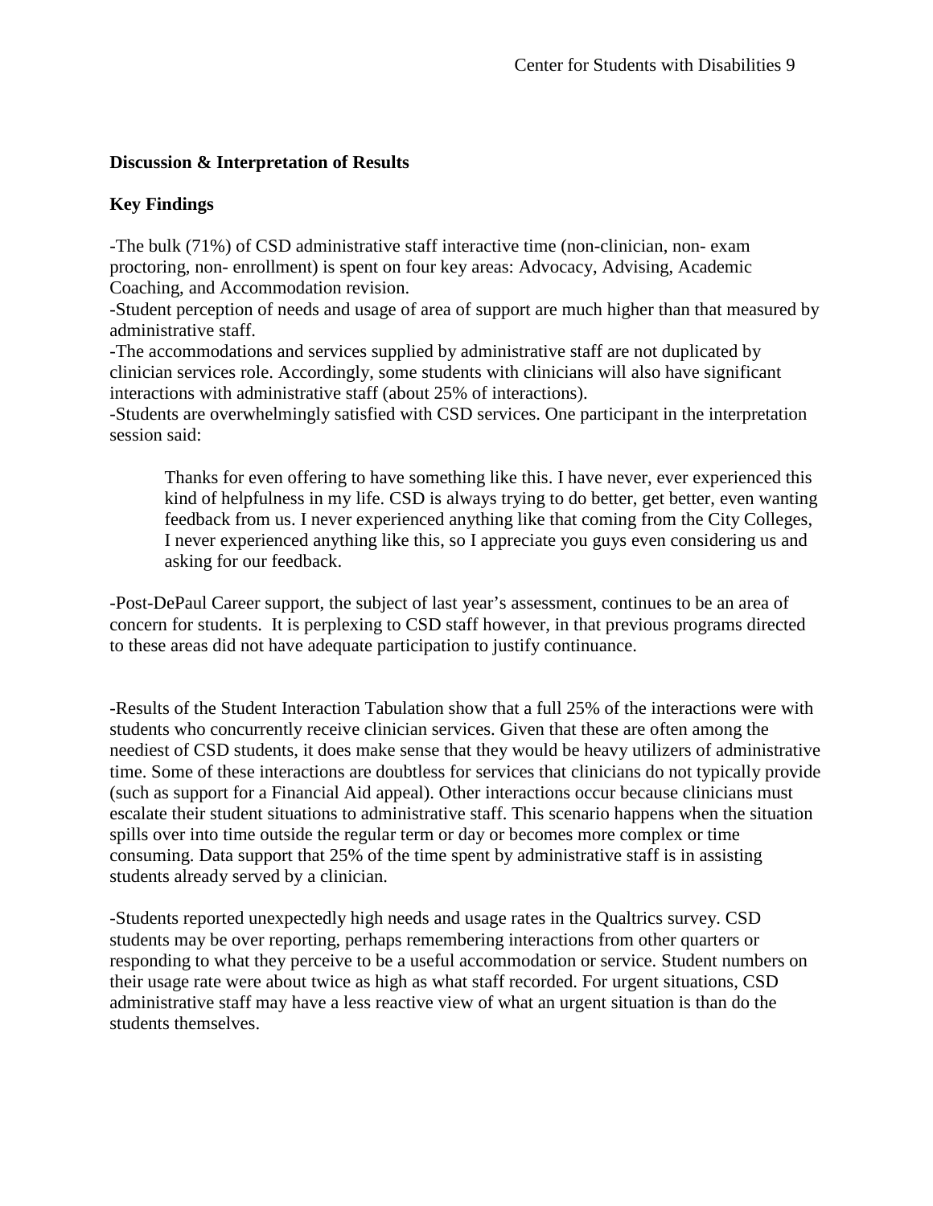**Discussion & Interpretation of Results**

**Key Findings**

-The bulk (71%) of CSD administrative staff interactive time (non-clinician, non- exam proctoring, non- enrollment) is spent on four key areas: Advocacy, Advising, Academic Coaching, and Accommodation revision.
-Student perception of needs and usage of area of support are much higher than that measured by administrative staff.
-The accommodations and services supplied by administrative staff are not duplicated by clinician services role. Accordingly, some students with clinicians will also have significant interactions with administrative staff (about 25% of interactions).
-Students are overwhelmingly satisfied with CSD services. One participant in the interpretation session said:

> Thanks for even offering to have something like this. I have never, ever experienced this kind of helpfulness in my life. CSD is always trying to do better, get better, even wanting feedback from us. I never experienced anything like that coming from the City Colleges, I never experienced anything like this, so I appreciate you guys even considering us and asking for our feedback.

-Post-DePaul Career support, the subject of last year's assessment, continues to be an area of concern for students. It is perplexing to CSD staff however, in that previous programs directed to these areas did not have adequate participation to justify continuance.

-Results of the Student Interaction Tabulation show that a full 25% of the interactions were with students who concurrently receive clinician services. Given that these are often among the neediest of CSD students, it does make sense that they would be heavy utilizers of administrative time. Some of these interactions are doubtless for services that clinicians do not typically provide (such as support for a Financial Aid appeal). Other interactions occur because clinicians must escalate their student situations to administrative staff. This scenario happens when the situation spills over into time outside the regular term or day or becomes more complex or time consuming. Data support that 25% of the time spent by administrative staff is in assisting students already served by a clinician.

-Students reported unexpectedly high needs and usage rates in the Qualtrics survey. CSD students may be over reporting, perhaps remembering interactions from other quarters or responding to what they perceive to be a useful accommodation or service. Student numbers on their usage rate were about twice as high as what staff recorded. For urgent situations, CSD administrative staff may have a less reactive view of what an urgent situation is than do the students themselves.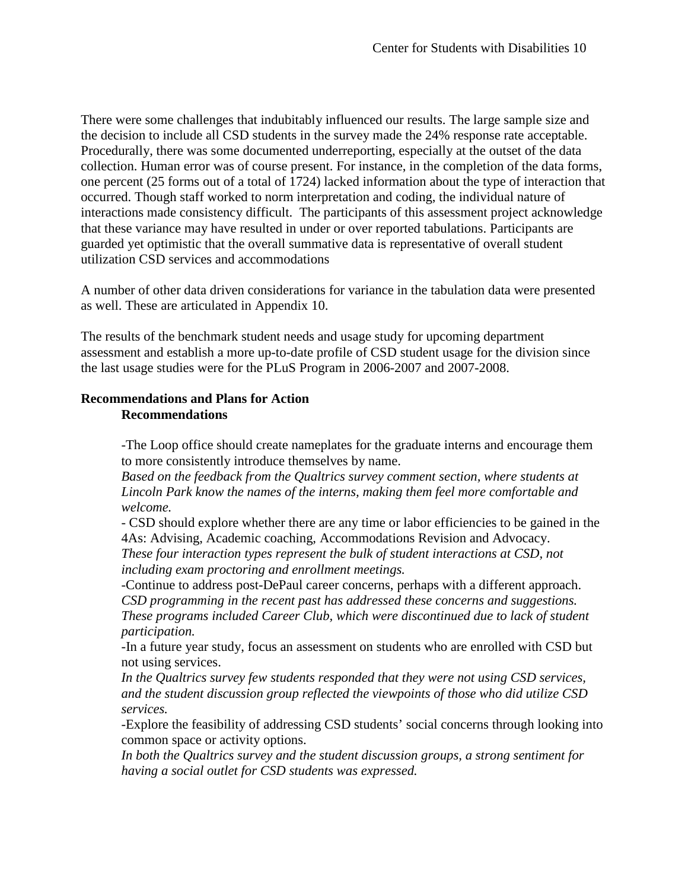There were some challenges that indubitably influenced our results. The large sample size and the decision to include all CSD students in the survey made the 24% response rate acceptable. Procedurally, there was some documented underreporting, especially at the outset of the data collection. Human error was of course present. For instance, in the completion of the data forms, one percent (25 forms out of a total of 1724) lacked information about the type of interaction that occurred. Though staff worked to norm interpretation and coding, the individual nature of interactions made consistency difficult. The participants of this assessment project acknowledge that these variance may have resulted in under or over reported tabulations. Participants are guarded yet optimistic that the overall summative data is representative of overall student utilization CSD services and accommodations

A number of other data driven considerations for variance in the tabulation data were presented as well. These are articulated in Appendix 10.

The results of the benchmark student needs and usage study for upcoming department assessment and establish a more up-to-date profile of CSD student usage for the division since the last usage studies were for the PLuS Program in 2006-2007 and 2007-2008.

## Recommendations and Plans for Action

### Recommendations

-The Loop office should create nameplates for the graduate interns and encourage them to more consistently introduce themselves by name.
*Based on the feedback from the Qualtrics survey comment section, where students at Lincoln Park know the names of the interns, making them feel more comfortable and welcome.*

- CSD should explore whether there are any time or labor efficiencies to be gained in the 4As: Advising, Academic coaching, Accommodations Revision and Advocacy.
*These four interaction types represent the bulk of student interactions at CSD, not including exam proctoring and enrollment meetings.*

-Continue to address post-DePaul career concerns, perhaps with a different approach.
*CSD programming in the recent past has addressed these concerns and suggestions. These programs included Career Club, which were discontinued due to lack of student participation.*

-In a future year study, focus an assessment on students who are enrolled with CSD but not using services.
*In the Qualtrics survey few students responded that they were not using CSD services, and the student discussion group reflected the viewpoints of those who did utilize CSD services.*

-Explore the feasibility of addressing CSD students' social concerns through looking into common space or activity options.
*In both the Qualtrics survey and the student discussion groups, a strong sentiment for having a social outlet for CSD students was expressed.*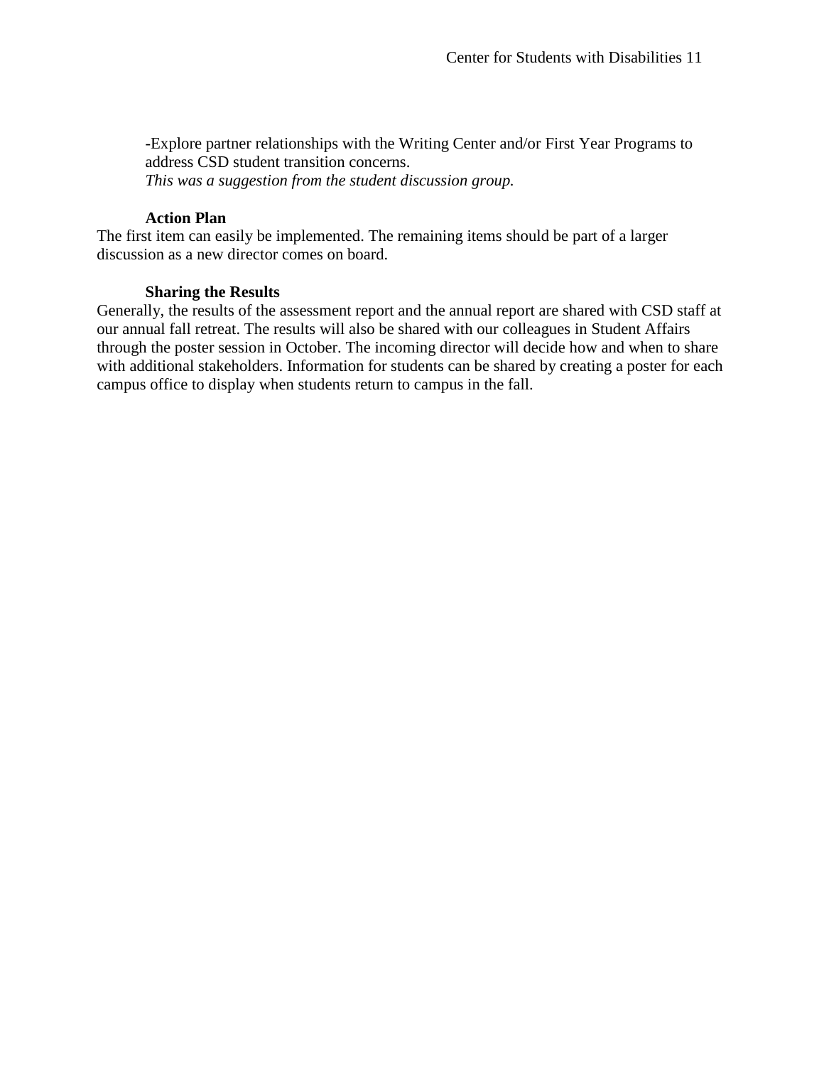-Explore partner relationships with the Writing Center and/or First Year Programs to address CSD student transition concerns.
*This was a suggestion from the student discussion group.*

### Action Plan

The first item can easily be implemented. The remaining items should be part of a larger discussion as a new director comes on board.

### Sharing the Results

Generally, the results of the assessment report and the annual report are shared with CSD staff at our annual fall retreat. The results will also be shared with our colleagues in Student Affairs through the poster session in October. The incoming director will decide how and when to share with additional stakeholders. Information for students can be shared by creating a poster for each campus office to display when students return to campus in the fall.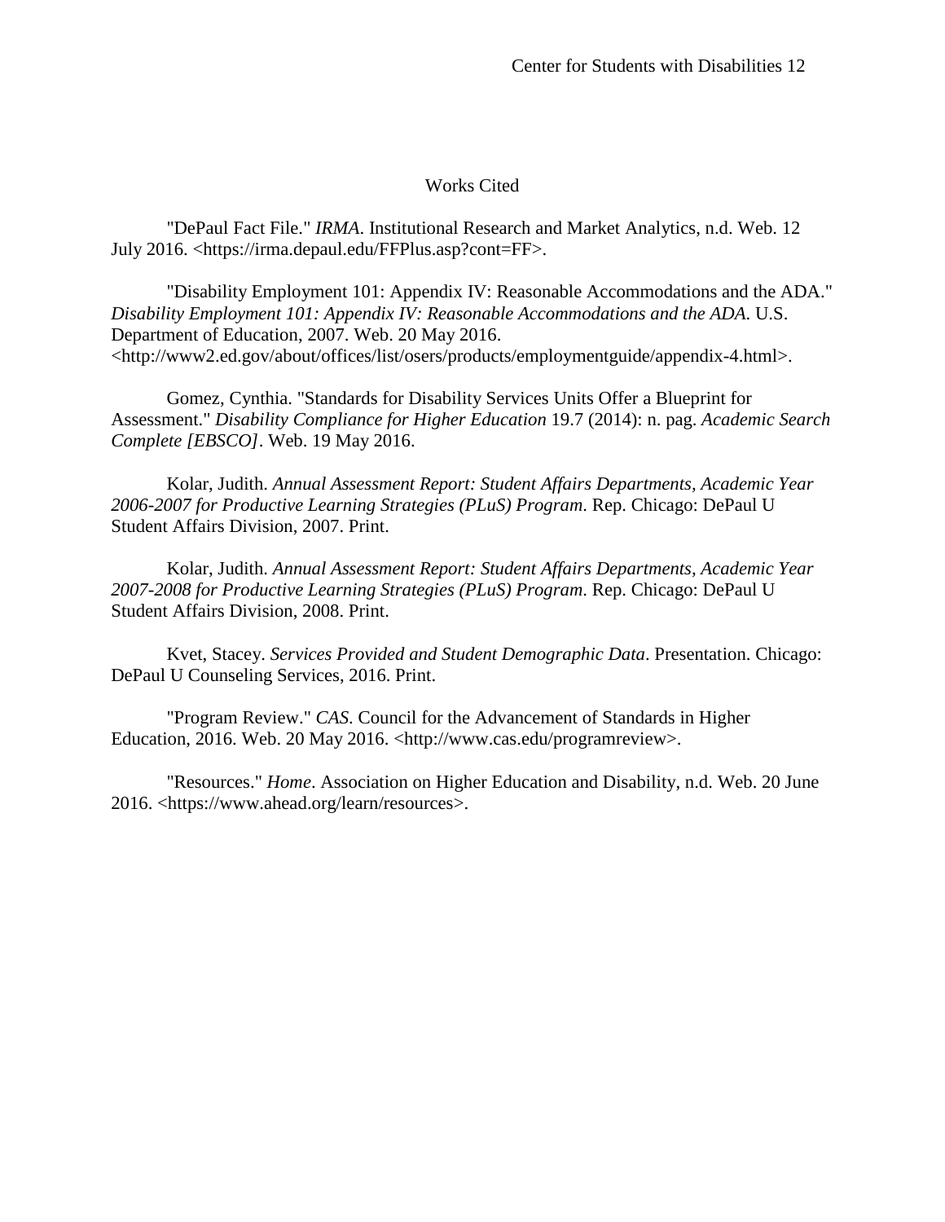# Works Cited

"DePaul Fact File." *IRMA*. Institutional Research and Market Analytics, n.d. Web. 12 July 2016. <https://irma.depaul.edu/FFPlus.asp?cont=FF>.

"Disability Employment 101: Appendix IV: Reasonable Accommodations and the ADA." *Disability Employment 101: Appendix IV: Reasonable Accommodations and the ADA*. U.S. Department of Education, 2007. Web. 20 May 2016. <http://www2.ed.gov/about/offices/list/osers/products/employmentguide/appendix-4.html>.

Gomez, Cynthia. "Standards for Disability Services Units Offer a Blueprint for Assessment." *Disability Compliance for Higher Education* 19.7 (2014): n. pag. *Academic Search Complete [EBSCO]*. Web. 19 May 2016.

Kolar, Judith. *Annual Assessment Report: Student Affairs Departments, Academic Year 2006-2007 for Productive Learning Strategies (PLuS) Program*. Rep. Chicago: DePaul U Student Affairs Division, 2007. Print.

Kolar, Judith. *Annual Assessment Report: Student Affairs Departments, Academic Year 2007-2008 for Productive Learning Strategies (PLuS) Program*. Rep. Chicago: DePaul U Student Affairs Division, 2008. Print.

Kvet, Stacey. *Services Provided and Student Demographic Data*. Presentation. Chicago: DePaul U Counseling Services, 2016. Print.

"Program Review." *CAS*. Council for the Advancement of Standards in Higher Education, 2016. Web. 20 May 2016. <http://www.cas.edu/programreview>.

"Resources." *Home*. Association on Higher Education and Disability, n.d. Web. 20 June 2016. <https://www.ahead.org/learn/resources>.